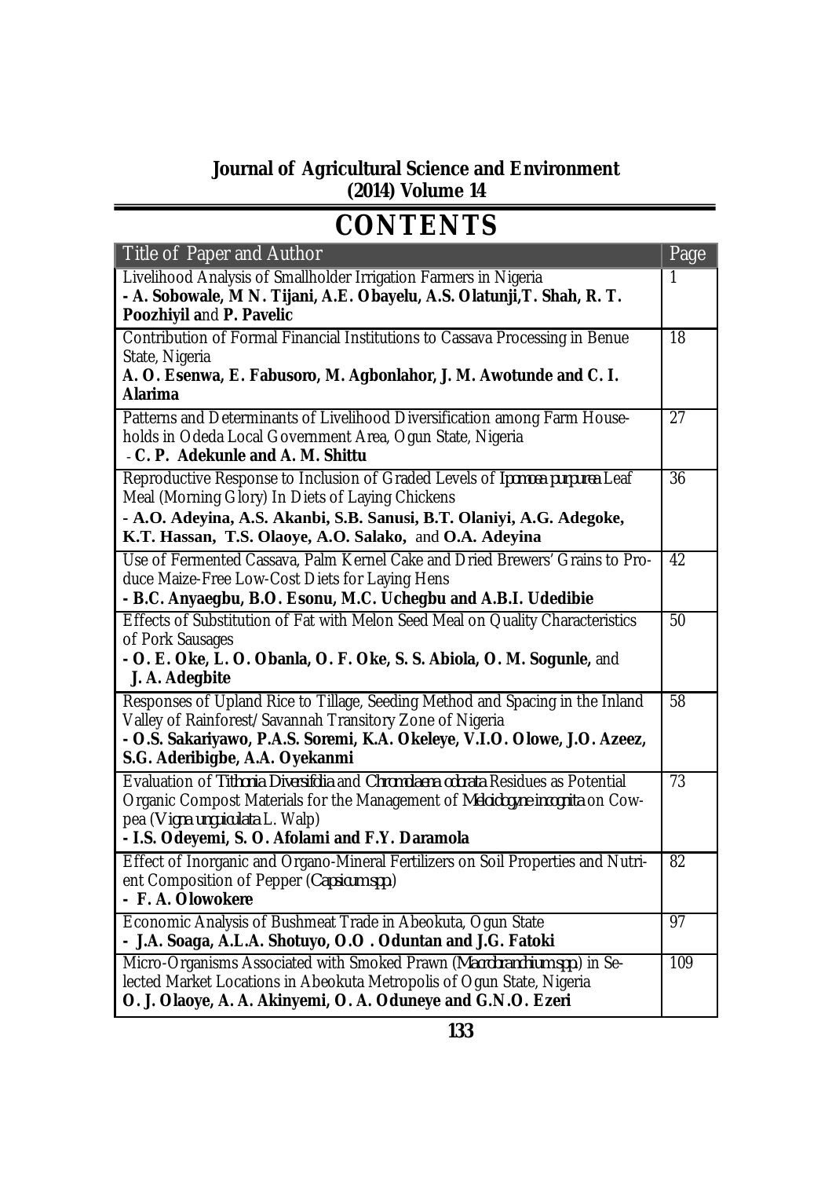**Journal of Agricultural Science and Environment**
**(2014) Volume 14**

# CONTENTS

| Title of Paper and Author | Page |
|---|---|
| Livelihood Analysis of Smallholder Irrigation Farmers in Nigeria<br>**- A. Sobowale, M N. Tijani, A.E. Obayelu, A.S. Olatunji,T. Shah, R. T. Poozhiyil a**nd **P. Pavelic** | 1 |
| Contribution of Formal Financial Institutions to Cassava Processing in Benue State, Nigeria<br>**A. O. Esenwa, E. Fabusoro, M. Agbonlahor, J. M. Awotunde and C. I. Alarima** | 18 |
| Patterns and Determinants of Livelihood Diversification among Farm Households in Odeda Local Government Area, Ogun State, Nigeria<br>- **C. P. Adekunle and A. M. Shittu** | 27 |
| Reproductive Response to Inclusion of Graded Levels of *Ipomoea purpurea* Leaf Meal (Morning Glory) In Diets of Laying Chickens<br>- **A.O. Adeyina, A.S. Akanbi, S.B. Sanusi, B.T. Olaniyi, A.G. Adegoke, K.T. Hassan, T.S. Olaoye, A.O. Salako,** and **O.A. Adeyina** | 36 |
| Use of Fermented Cassava, Palm Kernel Cake and Dried Brewers' Grains to Produce Maize-Free Low-Cost Diets for Laying Hens<br>**- B.C. Anyaegbu, B.O. Esonu, M.C. Uchegbu and A.B.I. Udedibie** | 42 |
| Effects of Substitution of Fat with Melon Seed Meal on Quality Characteristics of Pork Sausages<br>**- O. E. Oke, L. O. Obanla, O. F. Oke, S. S. Abiola, O. M. Sogunle,** and **J. A. Adegbite** | 50 |
| Responses of Upland Rice to Tillage, Seeding Method and Spacing in the Inland Valley of Rainforest/Savannah Transitory Zone of Nigeria<br>**- O.S. Sakariyawo, P.A.S. Soremi, K.A. Okeleye, V.I.O. Olowe, J.O. Azeez, S.G. Aderibigbe, A.A. Oyekanmi** | 58 |
| Evaluation of *Tithonia Diversifolia* and *Chromolaena odorata* Residues as Potential Organic Compost Materials for the Management of *Meloidogyne incognita* on Cowpea (*Vigna unguiculata* L. Walp)<br>**- I.S. Odeyemi, S. O. Afolami and F.Y. Daramola** | 73 |
| Effect of Inorganic and Organo-Mineral Fertilizers on Soil Properties and Nutrient Composition of Pepper (*Capsicum spp.*)<br>**- F. A. Olowokere** | 82 |
| Economic Analysis of Bushmeat Trade in Abeokuta, Ogun State<br>**- J.A. Soaga, A.L.A. Shotuyo, O.O . Oduntan and J.G. Fatoki** | 97 |
| Micro-Organisms Associated with Smoked Prawn (*Macrobranchium spp.*) in Selected Market Locations in Abeokuta Metropolis of Ogun State, Nigeria<br>**O. J. Olaoye, A. A. Akinyemi, O. A. Oduneye and G.N.O. Ezeri** | 109 |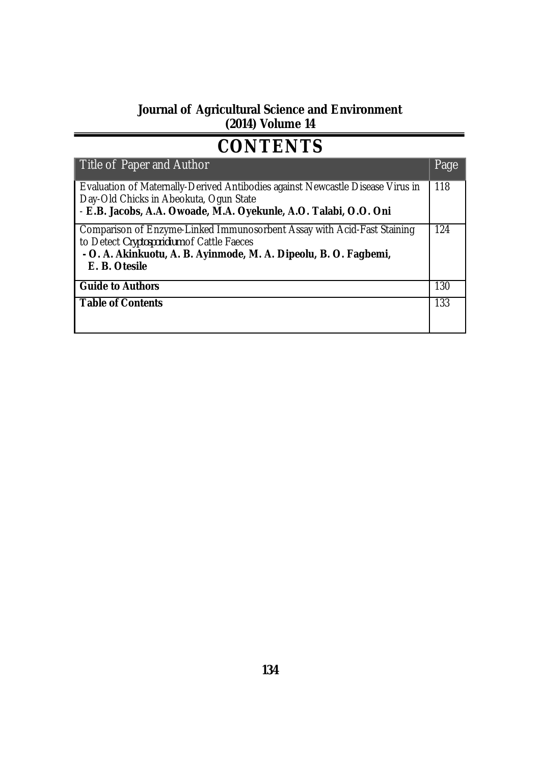**Journal of Agricultural Science and Environment (2014) Volume 14**

# CONTENTS

| Title of Paper and Author | Page |
| --- | --- |
| Evaluation of Maternally-Derived Antibodies against Newcastle Disease Virus in Day-Old Chicks in Abeokuta, Ogun State - **E.B. Jacobs, A.A. Owoade, M.A. Oyekunle, A.O. Talabi, O.O. Oni** | 118 |
| Comparison of Enzyme-Linked Immunosorbent Assay with Acid-Fast Staining to Detect *Cryptosporidium* of Cattle Faeces **- O. A. Akinkuotu, A. B. Ayinmode, M. A. Dipeolu, B. O. Fagbemi, E. B. Otesile** | 124 |
| **Guide to Authors** | 130 |
| **Table of Contents** | 133 |